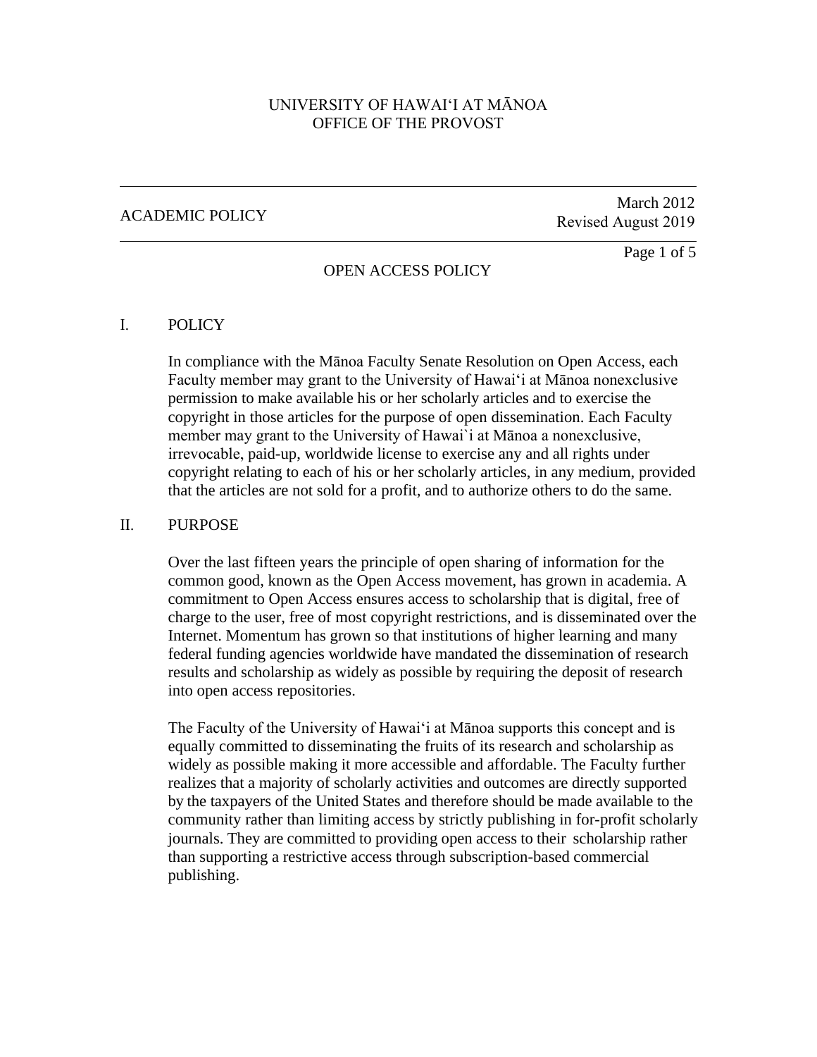UNIVERSITY OF HAWAIʻI AT MĀNOA
OFFICE OF THE PROVOST

ACADEMIC POLICY

March 2012
Revised August 2019

# OPEN ACCESS POLICY

## I. POLICY

In compliance with the Mānoa Faculty Senate Resolution on Open Access, each Faculty member may grant to the University of Hawaiʻi at Mānoa nonexclusive permission to make available his or her scholarly articles and to exercise the copyright in those articles for the purpose of open dissemination. Each Faculty member may grant to the University of Hawai`i at Mānoa a nonexclusive, irrevocable, paid-up, worldwide license to exercise any and all rights under copyright relating to each of his or her scholarly articles, in any medium, provided that the articles are not sold for a profit, and to authorize others to do the same.

## II. PURPOSE

Over the last fifteen years the principle of open sharing of information for the common good, known as the Open Access movement, has grown in academia. A commitment to Open Access ensures access to scholarship that is digital, free of charge to the user, free of most copyright restrictions, and is disseminated over the Internet. Momentum has grown so that institutions of higher learning and many federal funding agencies worldwide have mandated the dissemination of research results and scholarship as widely as possible by requiring the deposit of research into open access repositories.

The Faculty of the University of Hawaiʻi at Mānoa supports this concept and is equally committed to disseminating the fruits of its research and scholarship as widely as possible making it more accessible and affordable. The Faculty further realizes that a majority of scholarly activities and outcomes are directly supported by the taxpayers of the United States and therefore should be made available to the community rather than limiting access by strictly publishing in for-profit scholarly journals. They are committed to providing open access to their scholarship rather than supporting a restrictive access through subscription-based commercial publishing.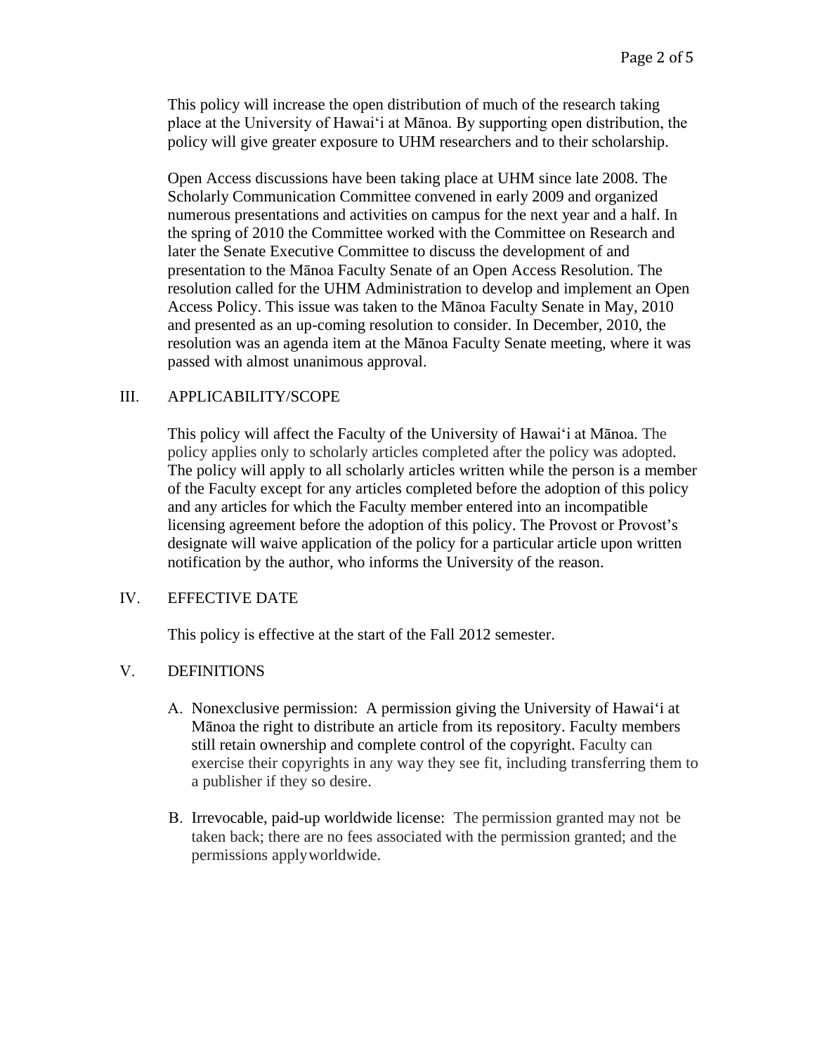This policy will increase the open distribution of much of the research taking place at the University of Hawaiʻi at Mānoa. By supporting open distribution, the policy will give greater exposure to UHM researchers and to their scholarship.

Open Access discussions have been taking place at UHM since late 2008. The Scholarly Communication Committee convened in early 2009 and organized numerous presentations and activities on campus for the next year and a half. In the spring of 2010 the Committee worked with the Committee on Research and later the Senate Executive Committee to discuss the development of and presentation to the Mānoa Faculty Senate of an Open Access Resolution. The resolution called for the UHM Administration to develop and implement an Open Access Policy. This issue was taken to the Mānoa Faculty Senate in May, 2010 and presented as an up-coming resolution to consider. In December, 2010, the resolution was an agenda item at the Mānoa Faculty Senate meeting, where it was passed with almost unanimous approval.

## III. APPLICABILITY/SCOPE

This policy will affect the Faculty of the University of Hawaiʻi at Mānoa. The policy applies only to scholarly articles completed after the policy was adopted. The policy will apply to all scholarly articles written while the person is a member of the Faculty except for any articles completed before the adoption of this policy and any articles for which the Faculty member entered into an incompatible licensing agreement before the adoption of this policy. The Provost or Provost's designate will waive application of the policy for a particular article upon written notification by the author, who informs the University of the reason.

## IV. EFFECTIVE DATE

This policy is effective at the start of the Fall 2012 semester.

## V. DEFINITIONS

A. Nonexclusive permission: A permission giving the University of Hawaiʻi at Mānoa the right to distribute an article from its repository. Faculty members still retain ownership and complete control of the copyright. Faculty can exercise their copyrights in any way they see fit, including transferring them to a publisher if they so desire.

B. Irrevocable, paid-up worldwide license: The permission granted may not be taken back; there are no fees associated with the permission granted; and the permissions applyworldwide.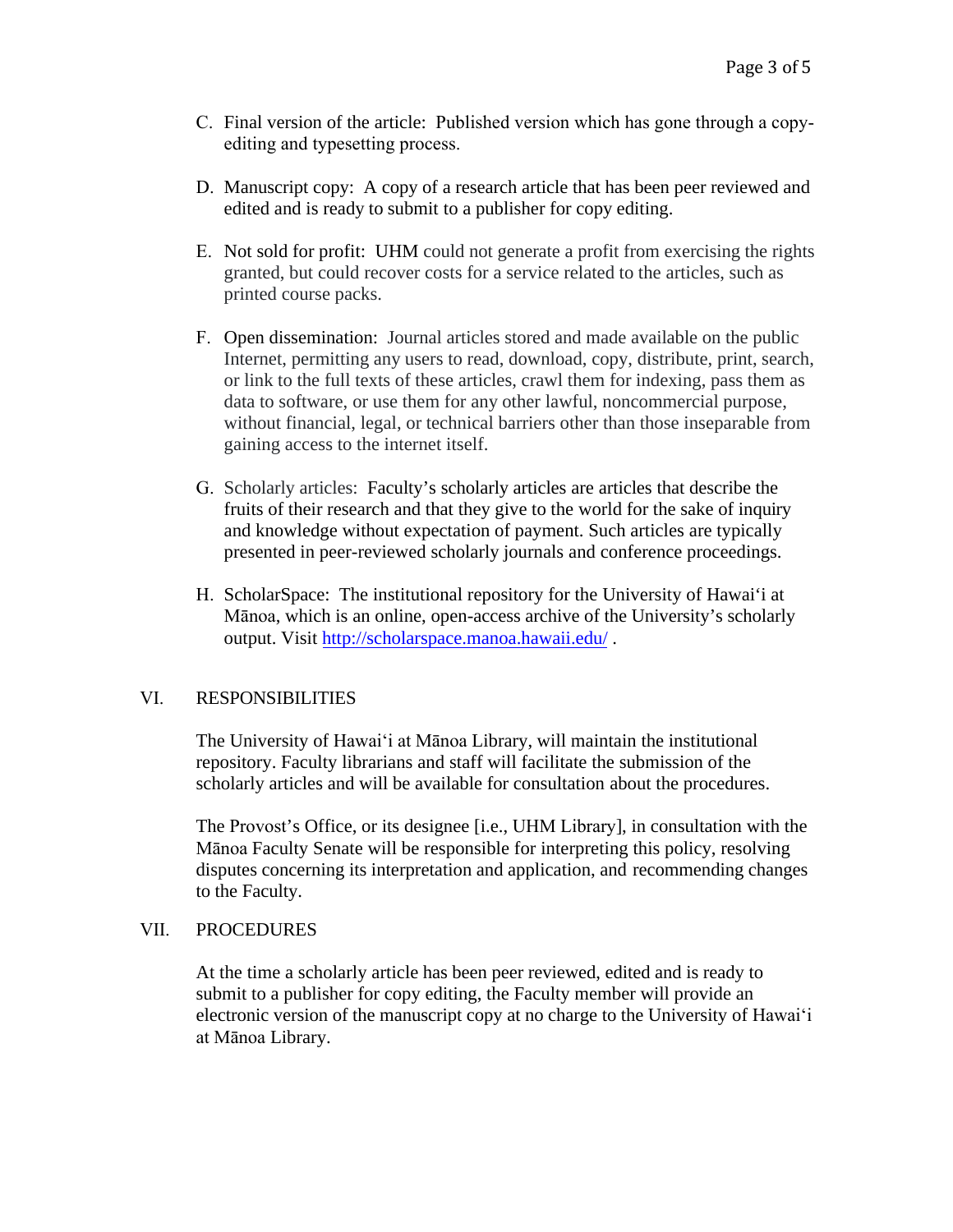C. Final version of the article: Published version which has gone through a copy-editing and typesetting process.

D. Manuscript copy: A copy of a research article that has been peer reviewed and edited and is ready to submit to a publisher for copy editing.

E. Not sold for profit: UHM could not generate a profit from exercising the rights granted, but could recover costs for a service related to the articles, such as printed course packs.

F. Open dissemination: Journal articles stored and made available on the public Internet, permitting any users to read, download, copy, distribute, print, search, or link to the full texts of these articles, crawl them for indexing, pass them as data to software, or use them for any other lawful, noncommercial purpose, without financial, legal, or technical barriers other than those inseparable from gaining access to the internet itself.

G. Scholarly articles: Faculty's scholarly articles are articles that describe the fruits of their research and that they give to the world for the sake of inquiry and knowledge without expectation of payment. Such articles are typically presented in peer-reviewed scholarly journals and conference proceedings.

H. ScholarSpace: The institutional repository for the University of Hawai'i at Mānoa, which is an online, open-access archive of the University's scholarly output. Visit [http://scholarspace.manoa.hawaii.edu/](http://scholarspace.manoa.hawaii.edu/) .

## VI. RESPONSIBILITIES

The University of Hawai'i at Mānoa Library, will maintain the institutional repository. Faculty librarians and staff will facilitate the submission of the scholarly articles and will be available for consultation about the procedures.

The Provost's Office, or its designee [i.e., UHM Library], in consultation with the Mānoa Faculty Senate will be responsible for interpreting this policy, resolving disputes concerning its interpretation and application, and recommending changes to the Faculty.

## VII. PROCEDURES

At the time a scholarly article has been peer reviewed, edited and is ready to submit to a publisher for copy editing, the Faculty member will provide an electronic version of the manuscript copy at no charge to the University of Hawai'i at Mānoa Library.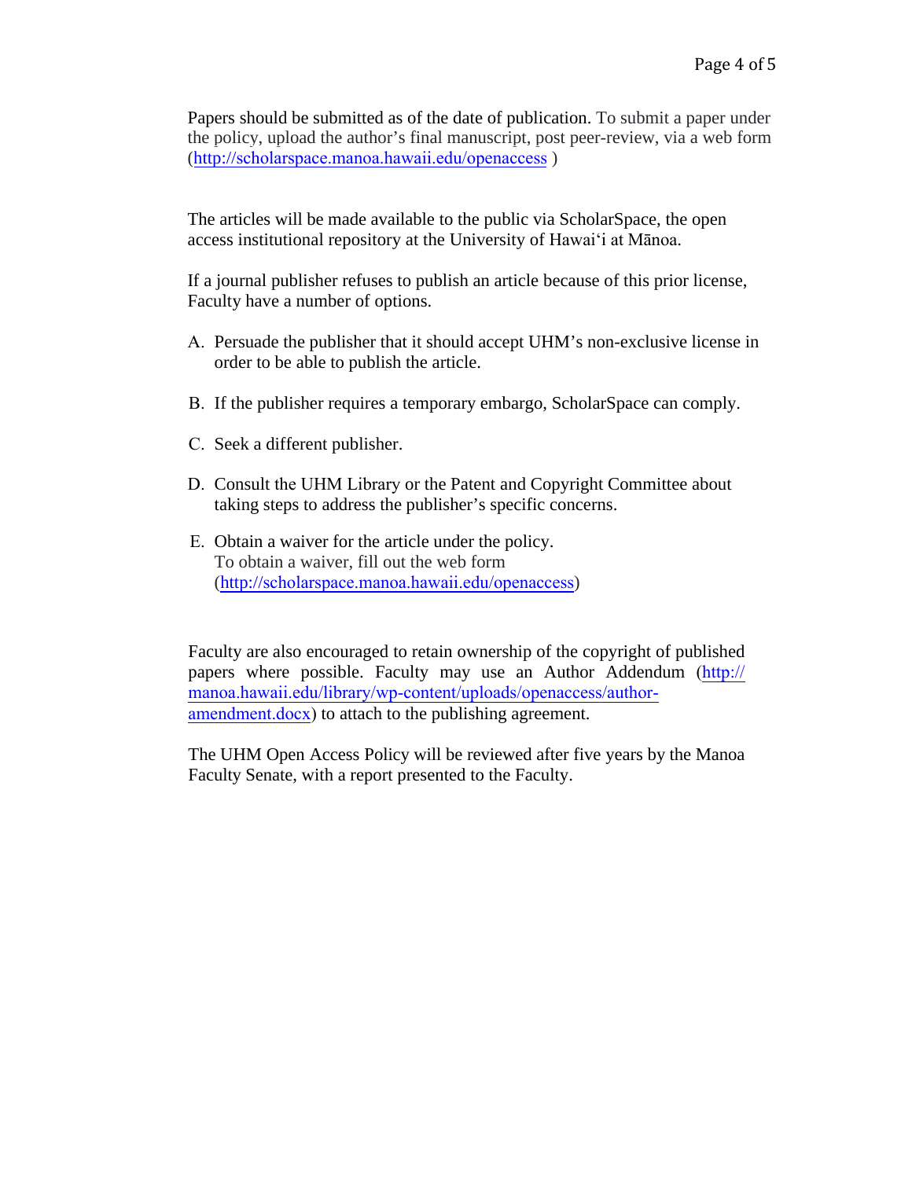Papers should be submitted as of the date of publication. To submit a paper under the policy, upload the author's final manuscript, post peer-review, via a web form (http://scholarspace.manoa.hawaii.edu/openaccess )

The articles will be made available to the public via ScholarSpace, the open access institutional repository at the University of Hawai'i at Mānoa.

If a journal publisher refuses to publish an article because of this prior license, Faculty have a number of options.

A. Persuade the publisher that it should accept UHM's non-exclusive license in order to be able to publish the article.

B. If the publisher requires a temporary embargo, ScholarSpace can comply.

C. Seek a different publisher.

D. Consult the UHM Library or the Patent and Copyright Committee about taking steps to address the publisher's specific concerns.

E. Obtain a waiver for the article under the policy.
To obtain a waiver, fill out the web form (http://scholarspace.manoa.hawaii.edu/openaccess)

Faculty are also encouraged to retain ownership of the copyright of published papers where possible. Faculty may use an Author Addendum (http://manoa.hawaii.edu/library/wp-content/uploads/openaccess/author-amendment.docx) to attach to the publishing agreement.

The UHM Open Access Policy will be reviewed after five years by the Manoa Faculty Senate, with a report presented to the Faculty.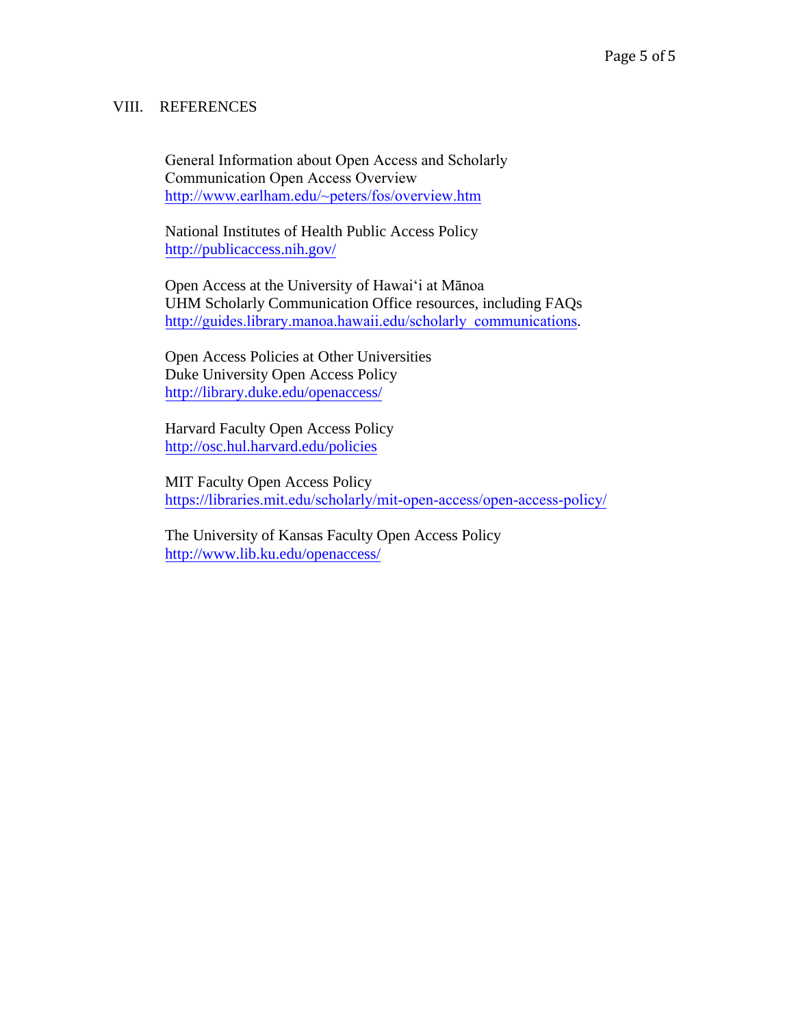## VIII. REFERENCES

General Information about Open Access and Scholarly Communication Open Access Overview
http://www.earlham.edu/~peters/fos/overview.htm

National Institutes of Health Public Access Policy
http://publicaccess.nih.gov/

Open Access at the University of Hawai'i at Mānoa
UHM Scholarly Communication Office resources, including FAQs
http://guides.library.manoa.hawaii.edu/scholarly_communications.

Open Access Policies at Other Universities
Duke University Open Access Policy
http://library.duke.edu/openaccess/

Harvard Faculty Open Access Policy
http://osc.hul.harvard.edu/policies

MIT Faculty Open Access Policy
https://libraries.mit.edu/scholarly/mit-open-access/open-access-policy/

The University of Kansas Faculty Open Access Policy
http://www.lib.ku.edu/openaccess/